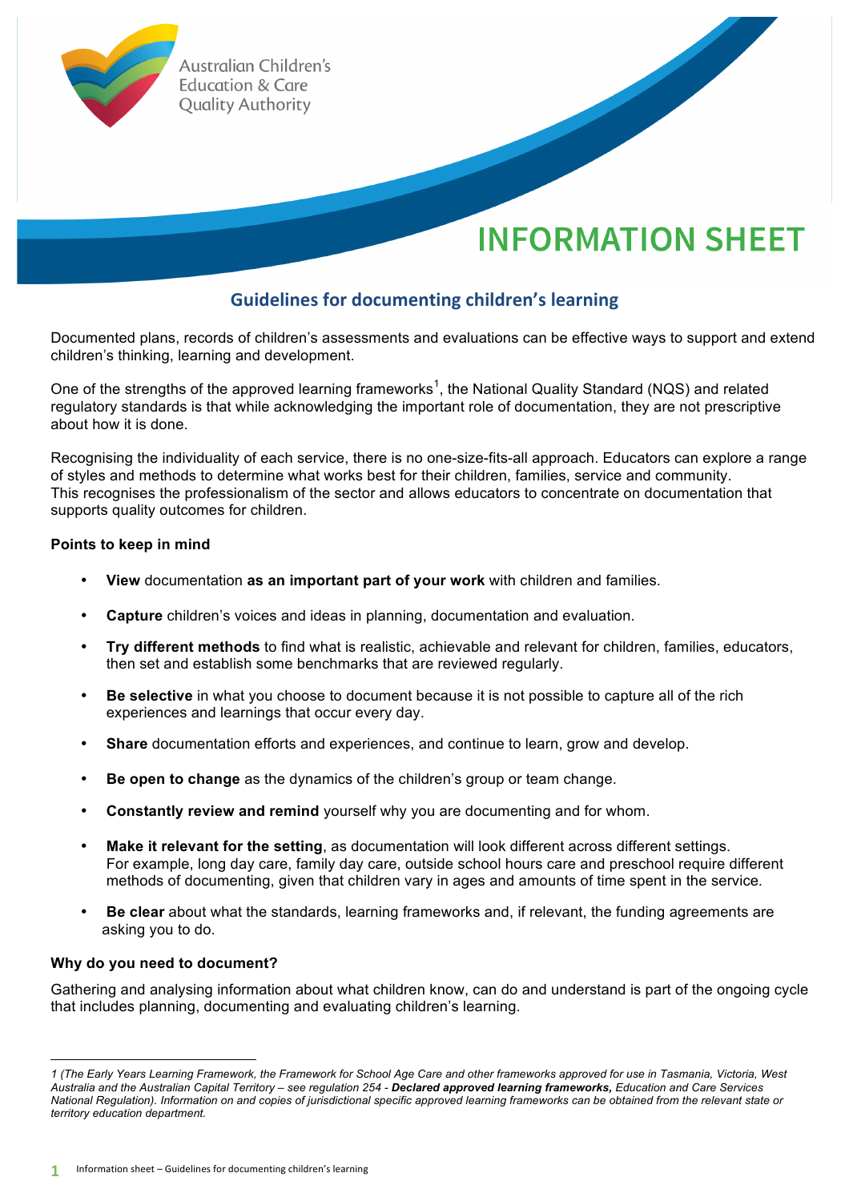Australian Children's Education & Care Quality Authority

# INFORMATION SHEET

## Guidelines for documenting children's learning

Documented plans, records of children's assessments and evaluations can be effective ways to support and extend children's thinking, learning and development.

One of the strengths of the approved learning frameworks[1], the National Quality Standard (NQS) and related regulatory standards is that while acknowledging the important role of documentation, they are not prescriptive about how it is done.

Recognising the individuality of each service, there is no one-size-fits-all approach. Educators can explore a range of styles and methods to determine what works best for their children, families, service and community. This recognises the professionalism of the sector and allows educators to concentrate on documentation that supports quality outcomes for children.

### Points to keep in mind

- **View** documentation **as an important part of your work** with children and families.
- **Capture** children's voices and ideas in planning, documentation and evaluation.
- **Try different methods** to find what is realistic, achievable and relevant for children, families, educators, then set and establish some benchmarks that are reviewed regularly.
- **Be selective** in what you choose to document because it is not possible to capture all of the rich experiences and learnings that occur every day.
- **Share** documentation efforts and experiences, and continue to learn, grow and develop.
- **Be open to change** as the dynamics of the children's group or team change.
- **Constantly review and remind** yourself why you are documenting and for whom.
- **Make it relevant for the setting**, as documentation will look different across different settings. For example, long day care, family day care, outside school hours care and preschool require different methods of documenting, given that children vary in ages and amounts of time spent in the service.
- **Be clear** about what the standards, learning frameworks and, if relevant, the funding agreements are asking you to do.

### Why do you need to document?

Gathering and analysing information about what children know, can do and understand is part of the ongoing cycle that includes planning, documenting and evaluating children's learning.

---

*1 (The Early Years Learning Framework, the Framework for School Age Care and other frameworks approved for use in Tasmania, Victoria, West Australia and the Australian Capital Territory – see regulation 254 - **Declared approved learning frameworks,** Education and Care Services National Regulation). Information on and copies of jurisdictional specific approved learning frameworks can be obtained from the relevant state or territory education department.*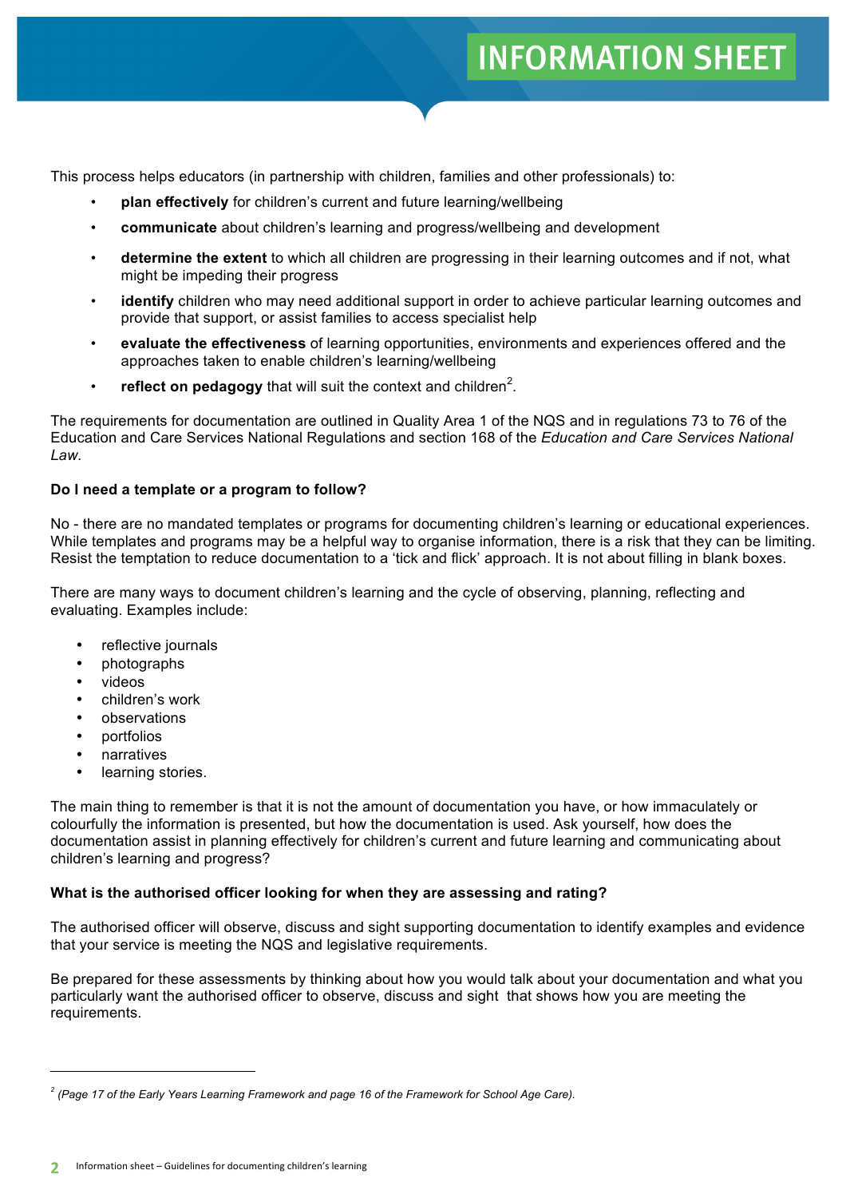This process helps educators (in partnership with children, families and other professionals) to:

- **plan effectively** for children's current and future learning/wellbeing
- **communicate** about children's learning and progress/wellbeing and development
- **determine the extent** to which all children are progressing in their learning outcomes and if not, what might be impeding their progress
- **identify** children who may need additional support in order to achieve particular learning outcomes and provide that support, or assist families to access specialist help
- **evaluate the effectiveness** of learning opportunities, environments and experiences offered and the approaches taken to enable children's learning/wellbeing
- **reflect on pedagogy** that will suit the context and children[2].

The requirements for documentation are outlined in Quality Area 1 of the NQS and in regulations 73 to 76 of the Education and Care Services National Regulations and section 168 of the *Education and Care Services National Law.*

**Do I need a template or a program to follow?**

No - there are no mandated templates or programs for documenting children's learning or educational experiences. While templates and programs may be a helpful way to organise information, there is a risk that they can be limiting. Resist the temptation to reduce documentation to a 'tick and flick' approach. It is not about filling in blank boxes.

There are many ways to document children's learning and the cycle of observing, planning, reflecting and evaluating. Examples include:

- reflective journals
- photographs
- videos
- children's work
- observations
- portfolios
- narratives
- learning stories.

The main thing to remember is that it is not the amount of documentation you have, or how immaculately or colourfully the information is presented, but how the documentation is used. Ask yourself, how does the documentation assist in planning effectively for children's current and future learning and communicating about children's learning and progress?

**What is the authorised officer looking for when they are assessing and rating?**

The authorised officer will observe, discuss and sight supporting documentation to identify examples and evidence that your service is meeting the NQS and legislative requirements.

Be prepared for these assessments by thinking about how you would talk about your documentation and what you particularly want the authorised officer to observe, discuss and sight that shows how you are meeting the requirements.

---

[2] *(Page 17 of the Early Years Learning Framework and page 16 of the Framework for School Age Care).*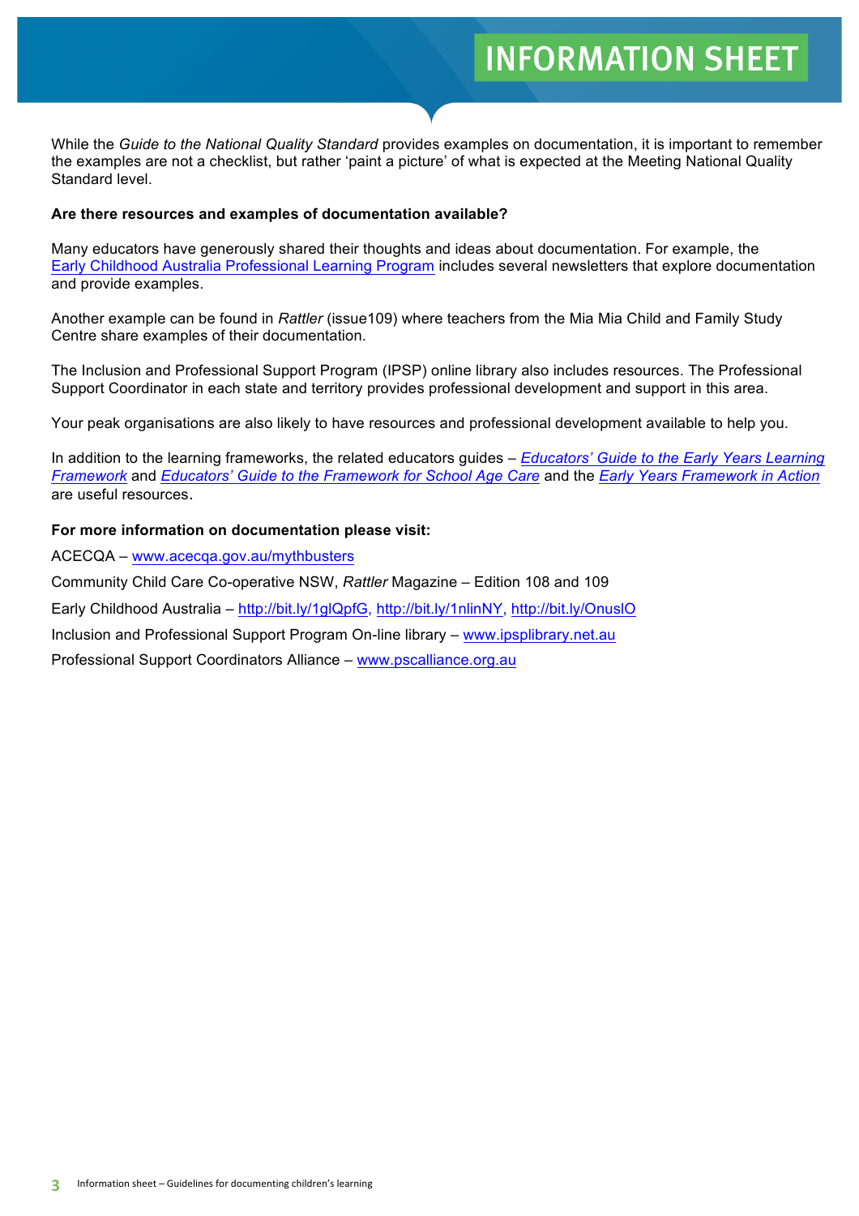INFORMATION SHEET

While the *Guide to the National Quality Standard* provides examples on documentation, it is important to remember the examples are not a checklist, but rather 'paint a picture' of what is expected at the Meeting National Quality Standard level.

**Are there resources and examples of documentation available?**

Many educators have generously shared their thoughts and ideas about documentation. For example, the Early Childhood Australia Professional Learning Program includes several newsletters that explore documentation and provide examples.

Another example can be found in *Rattler* (issue109) where teachers from the Mia Mia Child and Family Study Centre share examples of their documentation.

The Inclusion and Professional Support Program (IPSP) online library also includes resources. The Professional Support Coordinator in each state and territory provides professional development and support in this area.

Your peak organisations are also likely to have resources and professional development available to help you.

In addition to the learning frameworks, the related educators guides – *Educators' Guide to the Early Years Learning Framework* and *Educators' Guide to the Framework for School Age Care* and the *Early Years Framework in Action* are useful resources.

**For more information on documentation please visit:**

ACECQA – www.acecqa.gov.au/mythbusters

Community Child Care Co-operative NSW, *Rattler* Magazine – Edition 108 and 109

Early Childhood Australia – http://bit.ly/1glQpfG, http://bit.ly/1nlinNY, http://bit.ly/OnuslO

Inclusion and Professional Support Program On-line library – www.ipsplibrary.net.au

Professional Support Coordinators Alliance – www.pscalliance.org.au